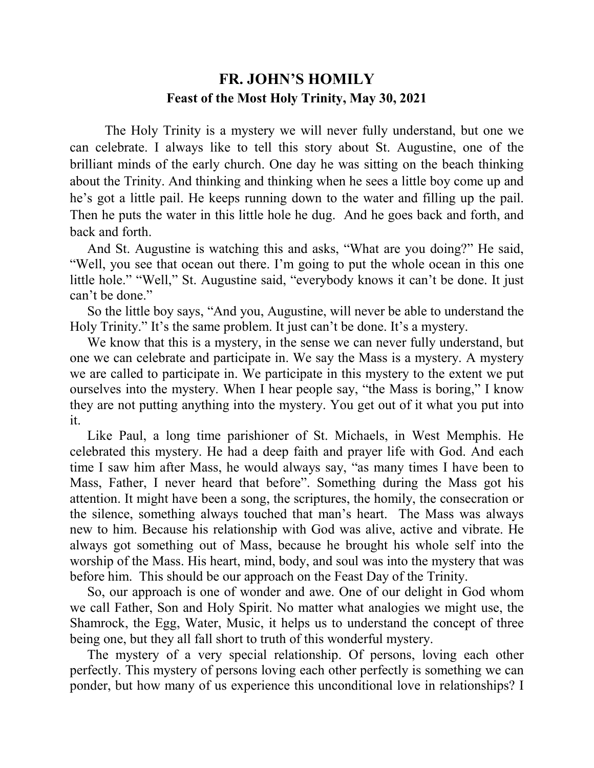# FR. JOHN'S HOMILY

## Feast of the Most Holy Trinity, May 30, 2021

The Holy Trinity is a mystery we will never fully understand, but one we can celebrate. I always like to tell this story about St. Augustine, one of the brilliant minds of the early church. One day he was sitting on the beach thinking about the Trinity. And thinking and thinking when he sees a little boy come up and he's got a little pail. He keeps running down to the water and filling up the pail. Then he puts the water in this little hole he dug. And he goes back and forth, and back and forth.

And St. Augustine is watching this and asks, "What are you doing?" He said, "Well, you see that ocean out there. I'm going to put the whole ocean in this one little hole." "Well," St. Augustine said, "everybody knows it can't be done. It just can't be done."

So the little boy says, "And you, Augustine, will never be able to understand the Holy Trinity." It's the same problem. It just can't be done. It's a mystery.

We know that this is a mystery, in the sense we can never fully understand, but one we can celebrate and participate in. We say the Mass is a mystery. A mystery we are called to participate in. We participate in this mystery to the extent we put ourselves into the mystery. When I hear people say, "the Mass is boring," I know they are not putting anything into the mystery. You get out of it what you put into it.

Like Paul, a long time parishioner of St. Michaels, in West Memphis. He celebrated this mystery. He had a deep faith and prayer life with God. And each time I saw him after Mass, he would always say, "as many times I have been to Mass, Father, I never heard that before". Something during the Mass got his attention. It might have been a song, the scriptures, the homily, the consecration or the silence, something always touched that man's heart. The Mass was always new to him. Because his relationship with God was alive, active and vibrate. He always got something out of Mass, because he brought his whole self into the worship of the Mass. His heart, mind, body, and soul was into the mystery that was before him. This should be our approach on the Feast Day of the Trinity.

So, our approach is one of wonder and awe. One of our delight in God whom we call Father, Son and Holy Spirit. No matter what analogies we might use, the Shamrock, the Egg, Water, Music, it helps us to understand the concept of three being one, but they all fall short to truth of this wonderful mystery.

The mystery of a very special relationship. Of persons, loving each other perfectly. This mystery of persons loving each other perfectly is something we can ponder, but how many of us experience this unconditional love in relationships? I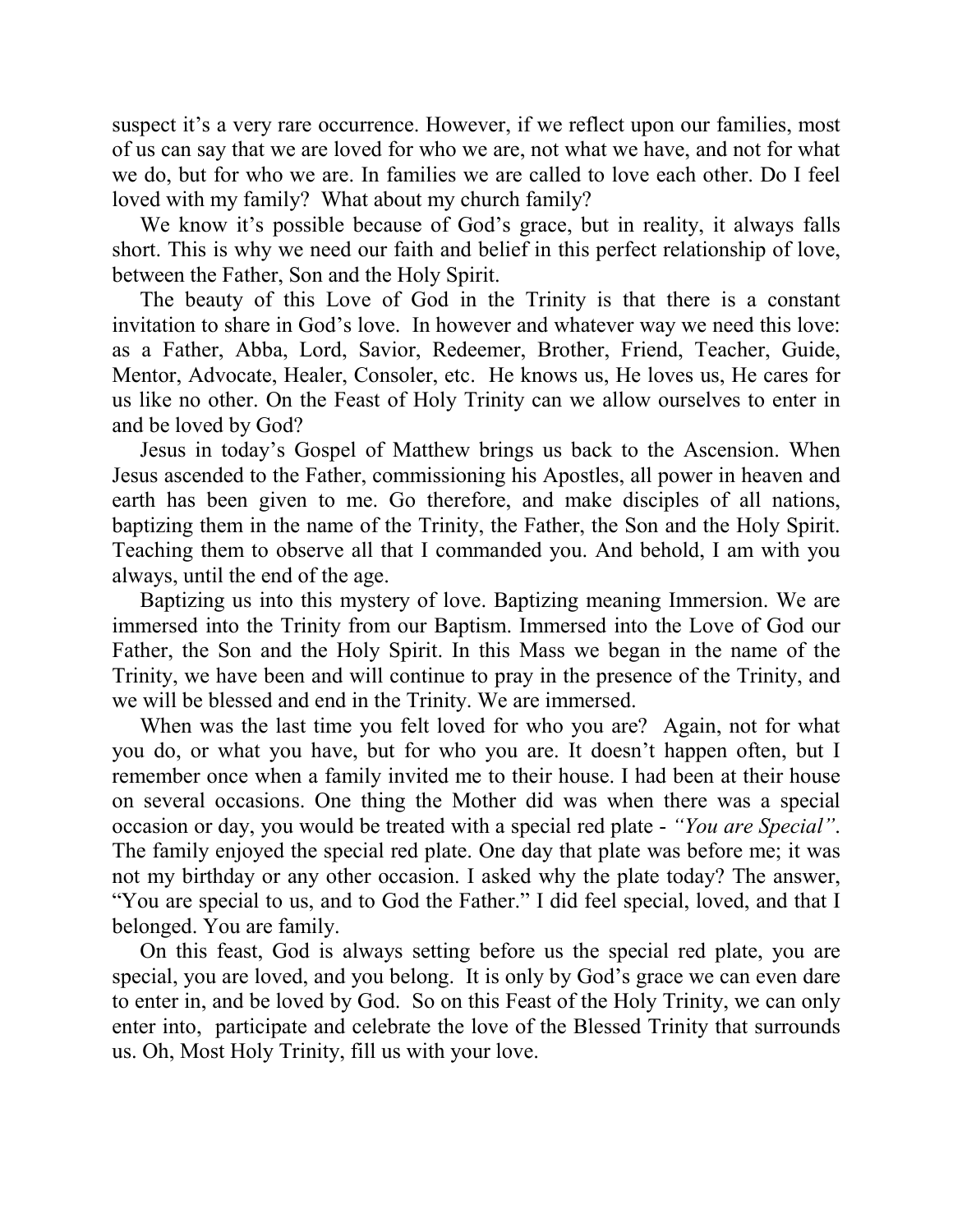suspect it's a very rare occurrence. However, if we reflect upon our families, most of us can say that we are loved for who we are, not what we have, and not for what we do, but for who we are. In families we are called to love each other. Do I feel loved with my family? What about my church family?

We know it's possible because of God's grace, but in reality, it always falls short. This is why we need our faith and belief in this perfect relationship of love, between the Father, Son and the Holy Spirit.

The beauty of this Love of God in the Trinity is that there is a constant invitation to share in God's love. In however and whatever way we need this love: as a Father, Abba, Lord, Savior, Redeemer, Brother, Friend, Teacher, Guide, Mentor, Advocate, Healer, Consoler, etc. He knows us, He loves us, He cares for us like no other. On the Feast of Holy Trinity can we allow ourselves to enter in and be loved by God?

Jesus in today's Gospel of Matthew brings us back to the Ascension. When Jesus ascended to the Father, commissioning his Apostles, all power in heaven and earth has been given to me. Go therefore, and make disciples of all nations, baptizing them in the name of the Trinity, the Father, the Son and the Holy Spirit. Teaching them to observe all that I commanded you. And behold, I am with you always, until the end of the age.

Baptizing us into this mystery of love. Baptizing meaning Immersion. We are immersed into the Trinity from our Baptism. Immersed into the Love of God our Father, the Son and the Holy Spirit. In this Mass we began in the name of the Trinity, we have been and will continue to pray in the presence of the Trinity, and we will be blessed and end in the Trinity. We are immersed.

When was the last time you felt loved for who you are? Again, not for what you do, or what you have, but for who you are. It doesn't happen often, but I remember once when a family invited me to their house. I had been at their house on several occasions. One thing the Mother did was when there was a special occasion or day, you would be treated with a special red plate - *"You are Special"*. The family enjoyed the special red plate. One day that plate was before me; it was not my birthday or any other occasion. I asked why the plate today? The answer, "You are special to us, and to God the Father." I did feel special, loved, and that I belonged. You are family.

On this feast, God is always setting before us the special red plate, you are special, you are loved, and you belong. It is only by God's grace we can even dare to enter in, and be loved by God. So on this Feast of the Holy Trinity, we can only enter into, participate and celebrate the love of the Blessed Trinity that surrounds us. Oh, Most Holy Trinity, fill us with your love.